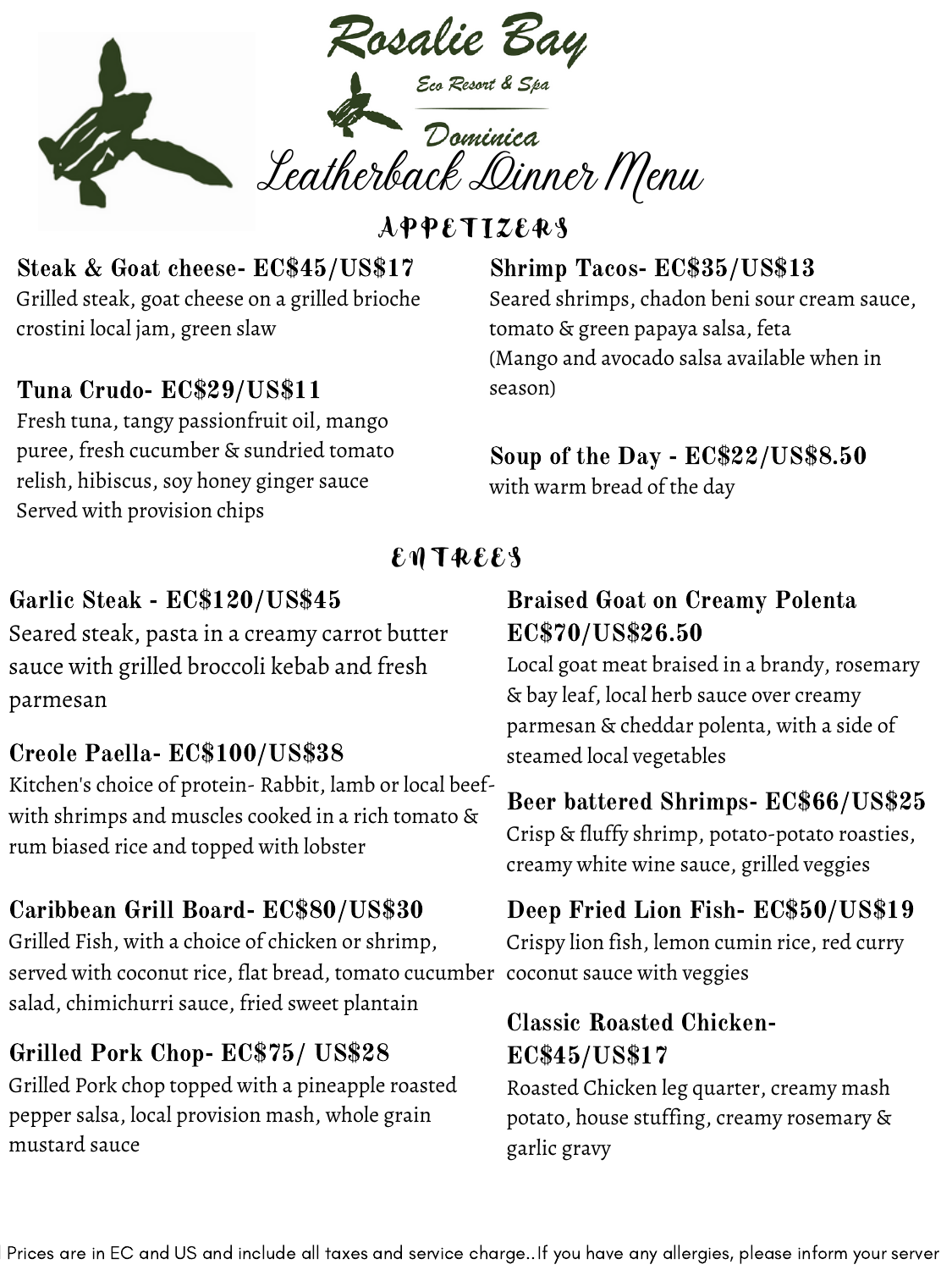# Rosalie Bay

Eco Resort & Spa

Dominica

# Leatherback Dinner Menu

## APPETIZERS

**Steak & Goat cheese- EC$45/US$17**
Grilled steak, goat cheese on a grilled brioche crostini local jam, green slaw

**Tuna Crudo- EC$29/US$11**
Fresh tuna, tangy passionfruit oil, mango puree, fresh cucumber & sundried tomato relish, hibiscus, soy honey ginger sauce
Served with provision chips

**Shrimp Tacos- EC$35/US$13**
Seared shrimps, chadon beni sour cream sauce, tomato & green papaya salsa, feta
(Mango and avocado salsa available when in season)

**Soup of the Day - EC$22/US$8.50**
with warm bread of the day

## ENTREES

**Garlic Steak - EC$120/US$45**
Seared steak, pasta in a creamy carrot butter sauce with grilled broccoli kebab and fresh parmesan

**Creole Paella- EC$100/US$38**
Kitchen's choice of protein- Rabbit, lamb or local beef- with shrimps and muscles cooked in a rich tomato & rum biased rice and topped with lobster

**Caribbean Grill Board- EC$80/US$30**
Grilled Fish, with a choice of chicken or shrimp, served with coconut rice, flat bread, tomato cucumber salad, chimichurri sauce, fried sweet plantain

**Grilled Pork Chop- EC$75/ US$28**
Grilled Pork chop topped with a pineapple roasted pepper salsa, local provision mash, whole grain mustard sauce

**Braised Goat on Creamy Polenta EC$70/US$26.50**
Local goat meat braised in a brandy, rosemary & bay leaf, local herb sauce over creamy parmesan & cheddar polenta, with a side of steamed local vegetables

**Beer battered Shrimps- EC$66/US$25**
Crisp & fluffy shrimp, potato-potato roasties, creamy white wine sauce, grilled veggies

**Deep Fried Lion Fish- EC$50/US$19**
Crispy lion fish, lemon cumin rice, red curry coconut sauce with veggies

**Classic Roasted Chicken- EC$45/US$17**
Roasted Chicken leg quarter, creamy mash potato, house stuffing, creamy rosemary & garlic gravy

Prices are in EC and US and include all taxes and service charge..If you have any allergies, please inform your server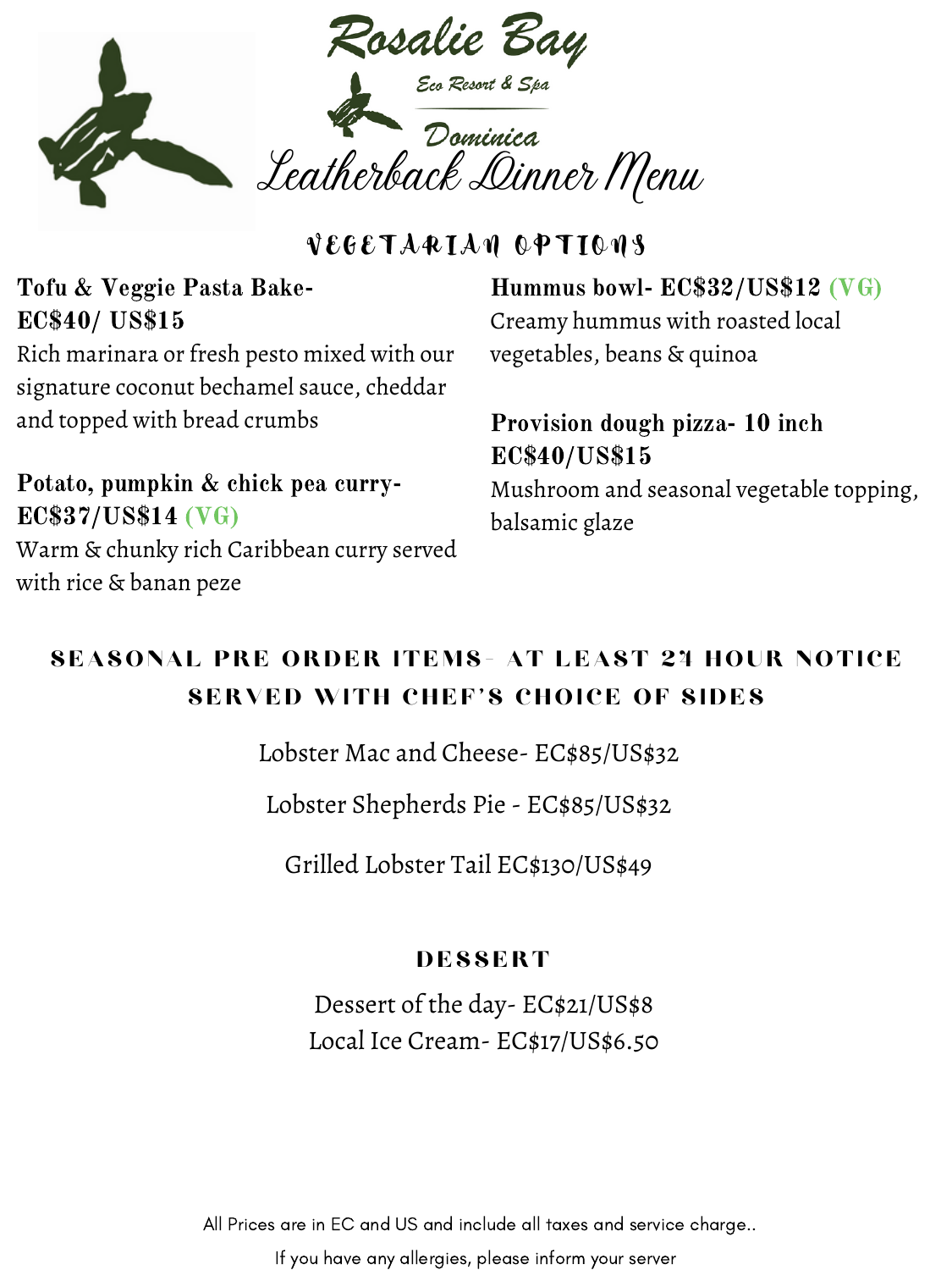# Rosalie Bay

*Eco Resort & Spa*

*Dominica*

# Leatherback Dinner Menu

## VEGETARIAN OPTIONS

**Tofu & Veggie Pasta Bake- EC$40/ US$15**
Rich marinara or fresh pesto mixed with our signature coconut bechamel sauce, cheddar and topped with bread crumbs

**Potato, pumpkin & chick pea curry- EC$37/US$14** (VG)
Warm & chunky rich Caribbean curry served with rice & banan peze

**Hummus bowl- EC$32/US$12** (VG)
Creamy hummus with roasted local vegetables, beans & quinoa

**Provision dough pizza- 10 inch EC$40/US$15**
Mushroom and seasonal vegetable topping, balsamic glaze

## SEASONAL PRE ORDER ITEMS- AT LEAST 24 HOUR NOTICE SERVED WITH CHEF'S CHOICE OF SIDES

Lobster Mac and Cheese- EC$85/US$32

Lobster Shepherds Pie - EC$85/US$32

Grilled Lobster Tail EC$130/US$49

## DESSERT

Dessert of the day- EC$21/US$8

Local Ice Cream- EC$17/US$6.50

All Prices are in EC and US and include all taxes and service charge..

If you have any allergies, please inform your server